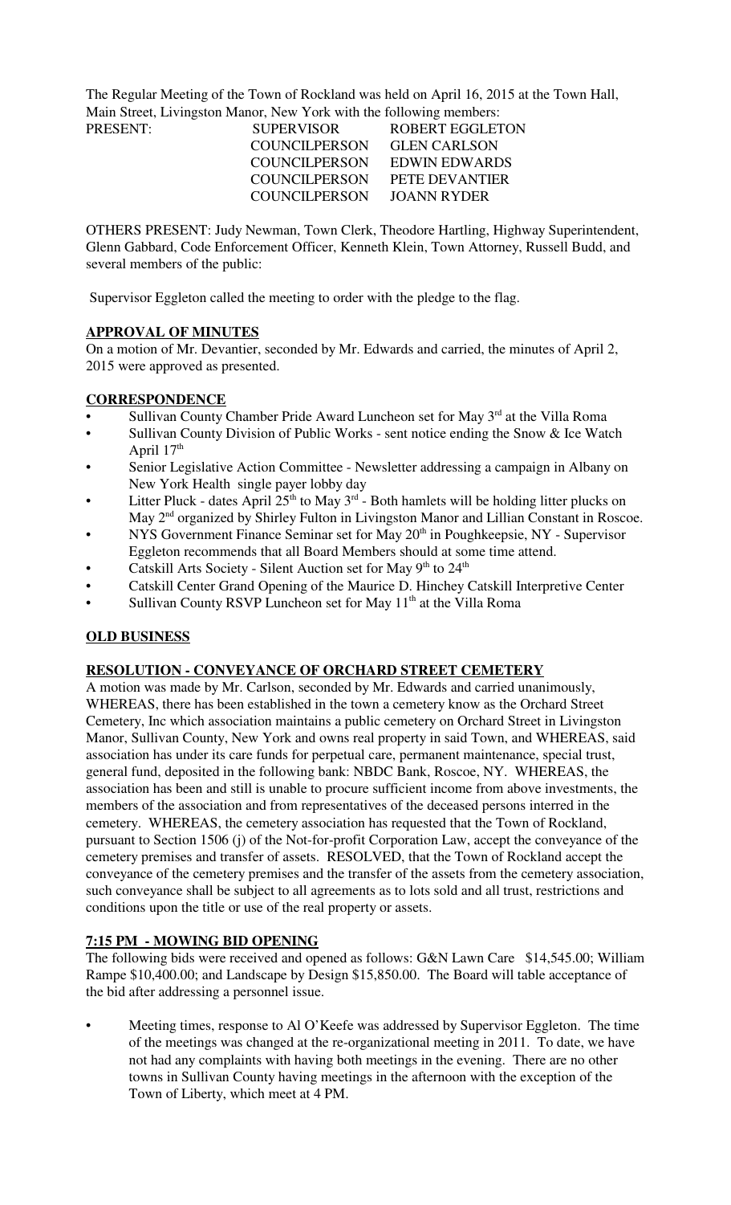The Regular Meeting of the Town of Rockland was held on April 16, 2015 at the Town Hall, Main Street, Livingston Manor, New York with the following members:

| PRESENT: | SUPERVISOR | ROBERT EGGLETON |
|---|---|---|
| | COUNCILPERSON | GLEN CARLSON |
| | COUNCILPERSON | EDWIN EDWARDS |
| | COUNCILPERSON | PETE DEVANTIER |
| | COUNCILPERSON | JOANN RYDER |

OTHERS PRESENT: Judy Newman, Town Clerk, Theodore Hartling, Highway Superintendent, Glenn Gabbard, Code Enforcement Officer, Kenneth Klein, Town Attorney, Russell Budd, and several members of the public:

Supervisor Eggleton called the meeting to order with the pledge to the flag.

## APPROVAL OF MINUTES

On a motion of Mr. Devantier, seconded by Mr. Edwards and carried, the minutes of April 2, 2015 were approved as presented.

## CORRESPONDENCE

- Sullivan County Chamber Pride Award Luncheon set for May 3rd at the Villa Roma
- Sullivan County Division of Public Works - sent notice ending the Snow & Ice Watch April 17th
- Senior Legislative Action Committee - Newsletter addressing a campaign in Albany on New York Health single payer lobby day
- Litter Pluck - dates April 25th to May 3rd - Both hamlets will be holding litter plucks on May 2nd organized by Shirley Fulton in Livingston Manor and Lillian Constant in Roscoe.
- NYS Government Finance Seminar set for May 20th in Poughkeepsie, NY - Supervisor Eggleton recommends that all Board Members should at some time attend.
- Catskill Arts Society - Silent Auction set for May 9th to 24th
- Catskill Center Grand Opening of the Maurice D. Hinchey Catskill Interpretive Center
- Sullivan County RSVP Luncheon set for May 11th at the Villa Roma

## OLD BUSINESS

## RESOLUTION - CONVEYANCE OF ORCHARD STREET CEMETERY

A motion was made by Mr. Carlson, seconded by Mr. Edwards and carried unanimously, WHEREAS, there has been established in the town a cemetery know as the Orchard Street Cemetery, Inc which association maintains a public cemetery on Orchard Street in Livingston Manor, Sullivan County, New York and owns real property in said Town, and WHEREAS, said association has under its care funds for perpetual care, permanent maintenance, special trust, general fund, deposited in the following bank: NBDC Bank, Roscoe, NY. WHEREAS, the association has been and still is unable to procure sufficient income from above investments, the members of the association and from representatives of the deceased persons interred in the cemetery. WHEREAS, the cemetery association has requested that the Town of Rockland, pursuant to Section 1506 (j) of the Not-for-profit Corporation Law, accept the conveyance of the cemetery premises and transfer of assets. RESOLVED, that the Town of Rockland accept the conveyance of the cemetery premises and the transfer of the assets from the cemetery association, such conveyance shall be subject to all agreements as to lots sold and all trust, restrictions and conditions upon the title or use of the real property or assets.

## 7:15 PM - MOWING BID OPENING

The following bids were received and opened as follows: G&N Lawn Care $14,545.00; William Rampe $10,400.00; and Landscape by Design $15,850.00. The Board will table acceptance of the bid after addressing a personnel issue.

- Meeting times, response to Al O'Keefe was addressed by Supervisor Eggleton. The time of the meetings was changed at the re-organizational meeting in 2011. To date, we have not had any complaints with having both meetings in the evening. There are no other towns in Sullivan County having meetings in the afternoon with the exception of the Town of Liberty, which meet at 4 PM.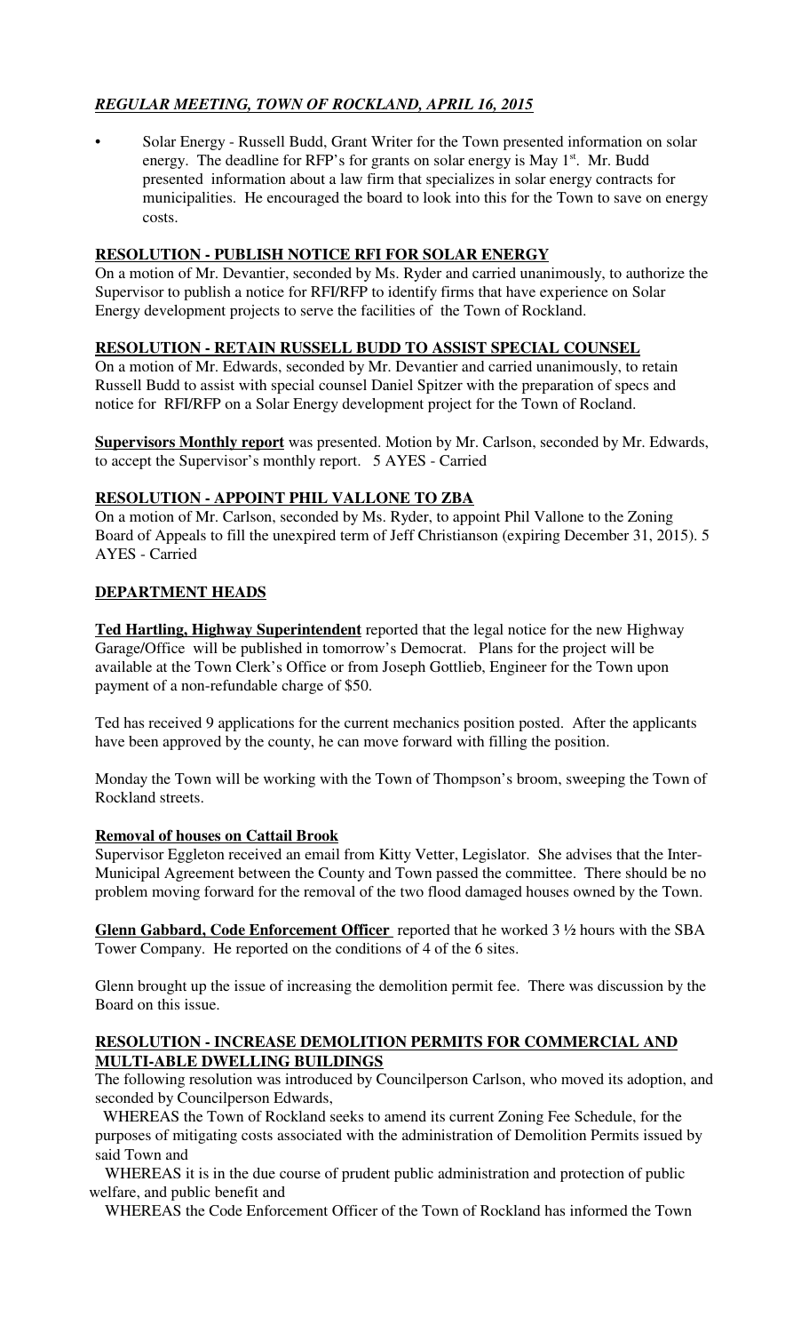# *REGULAR MEETING, TOWN OF ROCKLAND, APRIL 16, 2015*

- Solar Energy - Russell Budd, Grant Writer for the Town presented information on solar energy. The deadline for RFP's for grants on solar energy is May 1st. Mr. Budd presented information about a law firm that specializes in solar energy contracts for municipalities. He encouraged the board to look into this for the Town to save on energy costs.

## RESOLUTION - PUBLISH NOTICE RFI FOR SOLAR ENERGY

On a motion of Mr. Devantier, seconded by Ms. Ryder and carried unanimously, to authorize the Supervisor to publish a notice for RFI/RFP to identify firms that have experience on Solar Energy development projects to serve the facilities of the Town of Rockland.

## RESOLUTION - RETAIN RUSSELL BUDD TO ASSIST SPECIAL COUNSEL

On a motion of Mr. Edwards, seconded by Mr. Devantier and carried unanimously, to retain Russell Budd to assist with special counsel Daniel Spitzer with the preparation of specs and notice for RFI/RFP on a Solar Energy development project for the Town of Rocland.

**Supervisors Monthly report** was presented. Motion by Mr. Carlson, seconded by Mr. Edwards, to accept the Supervisor's monthly report. 5 AYES - Carried

## RESOLUTION - APPOINT PHIL VALLONE TO ZBA

On a motion of Mr. Carlson, seconded by Ms. Ryder, to appoint Phil Vallone to the Zoning Board of Appeals to fill the unexpired term of Jeff Christianson (expiring December 31, 2015). 5 AYES - Carried

## DEPARTMENT HEADS

**Ted Hartling, Highway Superintendent** reported that the legal notice for the new Highway Garage/Office will be published in tomorrow's Democrat. Plans for the project will be available at the Town Clerk's Office or from Joseph Gottlieb, Engineer for the Town upon payment of a non-refundable charge of $50.

Ted has received 9 applications for the current mechanics position posted. After the applicants have been approved by the county, he can move forward with filling the position.

Monday the Town will be working with the Town of Thompson's broom, sweeping the Town of Rockland streets.

**Removal of houses on Cattail Brook**

Supervisor Eggleton received an email from Kitty Vetter, Legislator. She advises that the Inter-Municipal Agreement between the County and Town passed the committee. There should be no problem moving forward for the removal of the two flood damaged houses owned by the Town.

**Glenn Gabbard, Code Enforcement Officer** reported that he worked 3 ½ hours with the SBA Tower Company. He reported on the conditions of 4 of the 6 sites.

Glenn brought up the issue of increasing the demolition permit fee. There was discussion by the Board on this issue.

## RESOLUTION - INCREASE DEMOLITION PERMITS FOR COMMERCIAL AND MULTI-ABLE DWELLING BUILDINGS

The following resolution was introduced by Councilperson Carlson, who moved its adoption, and seconded by Councilperson Edwards,

WHEREAS the Town of Rockland seeks to amend its current Zoning Fee Schedule, for the purposes of mitigating costs associated with the administration of Demolition Permits issued by said Town and

WHEREAS it is in the due course of prudent public administration and protection of public welfare, and public benefit and

WHEREAS the Code Enforcement Officer of the Town of Rockland has informed the Town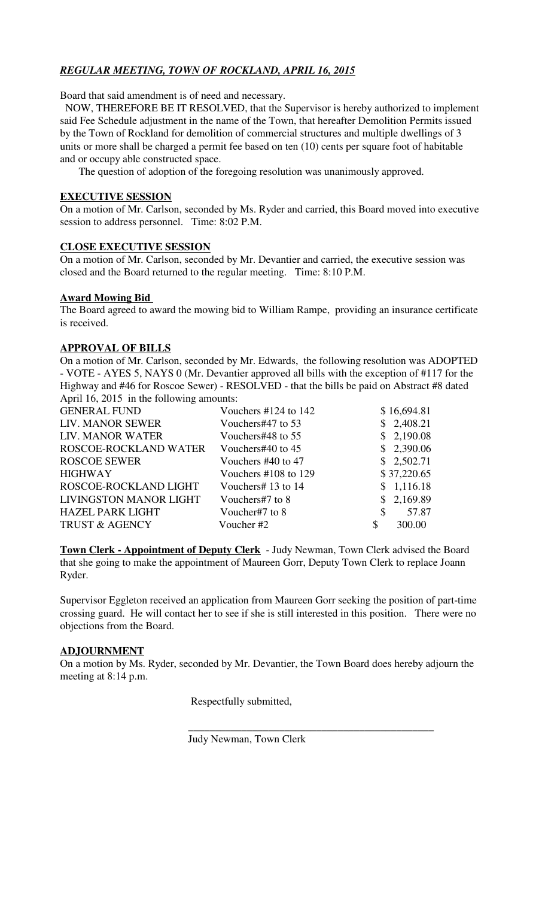## ***REGULAR MEETING, TOWN OF ROCKLAND, APRIL 16, 2015***

Board that said amendment is of need and necessary.

NOW, THEREFORE BE IT RESOLVED, that the Supervisor is hereby authorized to implement said Fee Schedule adjustment in the name of the Town, that hereafter Demolition Permits issued by the Town of Rockland for demolition of commercial structures and multiple dwellings of 3 units or more shall be charged a permit fee based on ten (10) cents per square foot of habitable and or occupy able constructed space.

The question of adoption of the foregoing resolution was unanimously approved.

**EXECUTIVE SESSION**

On a motion of Mr. Carlson, seconded by Ms. Ryder and carried, this Board moved into executive session to address personnel. Time: 8:02 P.M.

**CLOSE EXECUTIVE SESSION**

On a motion of Mr. Carlson, seconded by Mr. Devantier and carried, the executive session was closed and the Board returned to the regular meeting. Time: 8:10 P.M.

**Award Mowing Bid**

The Board agreed to award the mowing bid to William Rampe, providing an insurance certificate is received.

**APPROVAL OF BILLS**

On a motion of Mr. Carlson, seconded by Mr. Edwards, the following resolution was ADOPTED - VOTE - AYES 5, NAYS 0 (Mr. Devantier approved all bills with the exception of #117 for the Highway and #46 for Roscoe Sewer) - RESOLVED - that the bills be paid on Abstract #8 dated April 16, 2015 in the following amounts:

| | | |
|---|---|---|
| GENERAL FUND | Vouchers #124 to 142 | $ 16,694.81 |
| LIV. MANOR SEWER | Vouchers#47 to 53 | $ 2,408.21 |
| LIV. MANOR WATER | Vouchers#48 to 55 | $ 2,190.08 |
| ROSCOE-ROCKLAND WATER | Vouchers#40 to 45 | $ 2,390.06 |
| ROSCOE SEWER | Vouchers #40 to 47 | $ 2,502.71 |
| HIGHWAY | Vouchers #108 to 129 | $ 37,220.65 |
| ROSCOE-ROCKLAND LIGHT | Vouchers# 13 to 14 | $ 1,116.18 |
| LIVINGSTON MANOR LIGHT | Vouchers#7 to 8 | $ 2,169.89 |
| HAZEL PARK LIGHT | Voucher#7 to 8 | $ 57.87 |
| TRUST & AGENCY | Voucher #2 | $ 300.00 |

**Town Clerk - Appointment of Deputy Clerk** - Judy Newman, Town Clerk advised the Board that she going to make the appointment of Maureen Gorr, Deputy Town Clerk to replace Joann Ryder.

Supervisor Eggleton received an application from Maureen Gorr seeking the position of part-time crossing guard. He will contact her to see if she is still interested in this position. There were no objections from the Board.

**ADJOURNMENT**

On a motion by Ms. Ryder, seconded by Mr. Devantier, the Town Board does hereby adjourn the meeting at 8:14 p.m.

Respectfully submitted,

\_\_\_\_\_\_\_\_\_\_\_\_\_\_\_\_\_\_\_\_\_\_\_\_\_\_\_\_\_\_\_\_\_\_\_\_\_\_\_\_

Judy Newman, Town Clerk